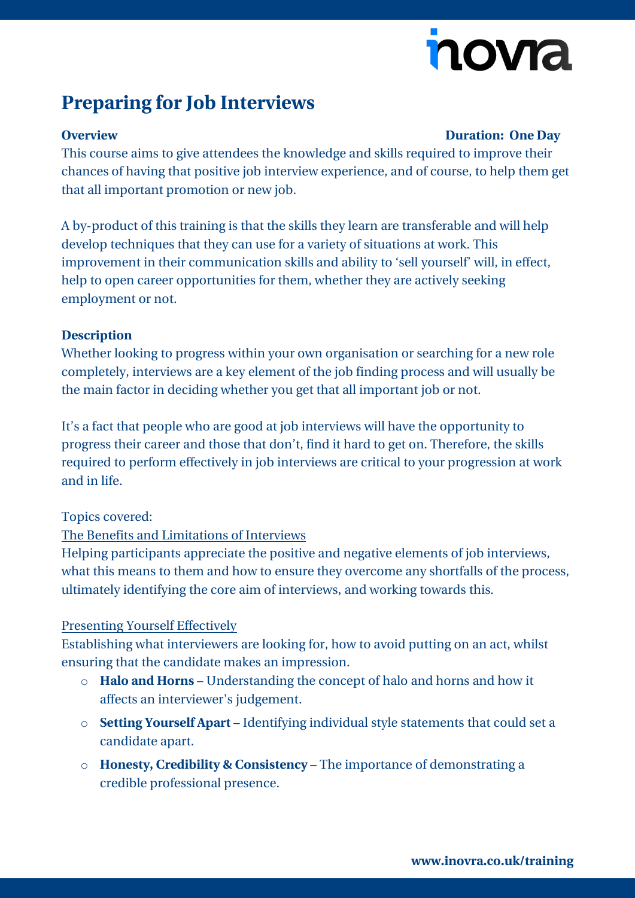# Preparing for Job Interviews

**Overview** **Duration: One Day**

This course aims to give attendees the knowledge and skills required to improve their chances of having that positive job interview experience, and of course, to help them get that all important promotion or new job.

A by-product of this training is that the skills they learn are transferable and will help develop techniques that they can use for a variety of situations at work. This improvement in their communication skills and ability to 'sell yourself' will, in effect, help to open career opportunities for them, whether they are actively seeking employment or not.

**Description**

Whether looking to progress within your own organisation or searching for a new role completely, interviews are a key element of the job finding process and will usually be the main factor in deciding whether you get that all important job or not.

It's a fact that people who are good at job interviews will have the opportunity to progress their career and those that don't, find it hard to get on. Therefore, the skills required to perform effectively in job interviews are critical to your progression at work and in life.

Topics covered:

<u>The Benefits and Limitations of Interviews</u>

Helping participants appreciate the positive and negative elements of job interviews, what this means to them and how to ensure they overcome any shortfalls of the process, ultimately identifying the core aim of interviews, and working towards this.

<u>Presenting Yourself Effectively</u>

Establishing what interviewers are looking for, how to avoid putting on an act, whilst ensuring that the candidate makes an impression.

- **Halo and Horns** – Understanding the concept of halo and horns and how it affects an interviewer's judgement.
- **Setting Yourself Apart** – Identifying individual style statements that could set a candidate apart.
- **Honesty, Credibility & Consistency** – The importance of demonstrating a credible professional presence.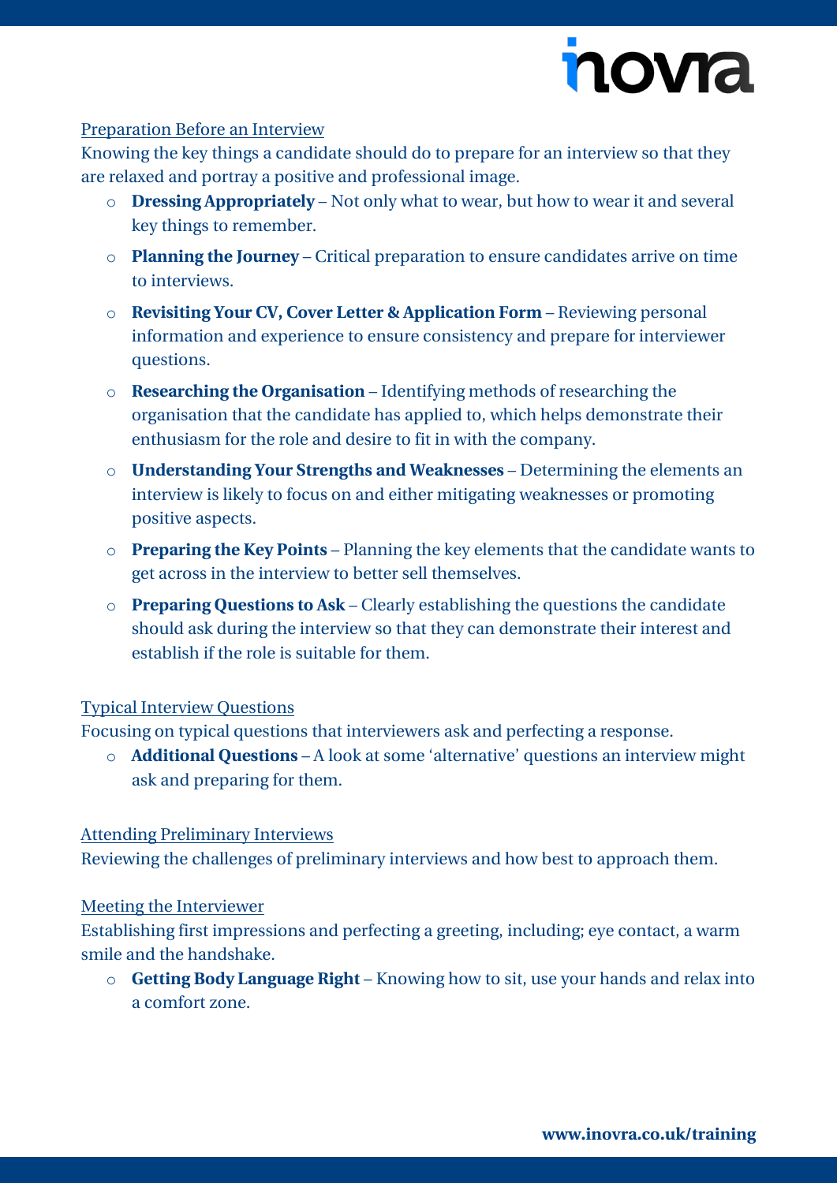## Preparation Before an Interview

Knowing the key things a candidate should do to prepare for an interview so that they are relaxed and portray a positive and professional image.

- **Dressing Appropriately** – Not only what to wear, but how to wear it and several key things to remember.
- **Planning the Journey** – Critical preparation to ensure candidates arrive on time to interviews.
- **Revisiting Your CV, Cover Letter & Application Form** – Reviewing personal information and experience to ensure consistency and prepare for interviewer questions.
- **Researching the Organisation** – Identifying methods of researching the organisation that the candidate has applied to, which helps demonstrate their enthusiasm for the role and desire to fit in with the company.
- **Understanding Your Strengths and Weaknesses** – Determining the elements an interview is likely to focus on and either mitigating weaknesses or promoting positive aspects.
- **Preparing the Key Points** – Planning the key elements that the candidate wants to get across in the interview to better sell themselves.
- **Preparing Questions to Ask** – Clearly establishing the questions the candidate should ask during the interview so that they can demonstrate their interest and establish if the role is suitable for them.

## Typical Interview Questions

Focusing on typical questions that interviewers ask and perfecting a response.

- **Additional Questions** – A look at some 'alternative' questions an interview might ask and preparing for them.

## Attending Preliminary Interviews

Reviewing the challenges of preliminary interviews and how best to approach them.

## Meeting the Interviewer

Establishing first impressions and perfecting a greeting, including; eye contact, a warm smile and the handshake.

- **Getting Body Language Right** – Knowing how to sit, use your hands and relax into a comfort zone.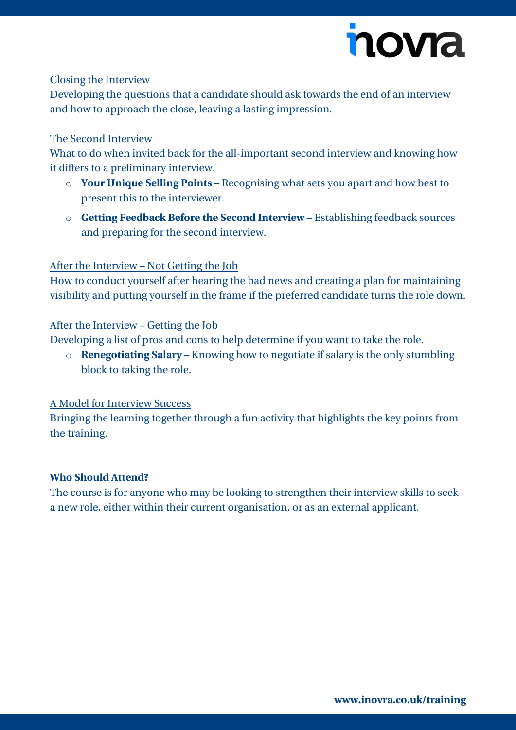Closing the Interview

Developing the questions that a candidate should ask towards the end of an interview and how to approach the close, leaving a lasting impression.

The Second Interview

What to do when invited back for the all-important second interview and knowing how it differs to a preliminary interview.

- **Your Unique Selling Points** – Recognising what sets you apart and how best to present this to the interviewer.
- **Getting Feedback Before the Second Interview** – Establishing feedback sources and preparing for the second interview.

After the Interview – Not Getting the Job

How to conduct yourself after hearing the bad news and creating a plan for maintaining visibility and putting yourself in the frame if the preferred candidate turns the role down.

After the Interview – Getting the Job

Developing a list of pros and cons to help determine if you want to take the role.

- **Renegotiating Salary** – Knowing how to negotiate if salary is the only stumbling block to taking the role.

A Model for Interview Success

Bringing the learning together through a fun activity that highlights the key points from the training.

**Who Should Attend?**

The course is for anyone who may be looking to strengthen their interview skills to seek a new role, either within their current organisation, or as an external applicant.